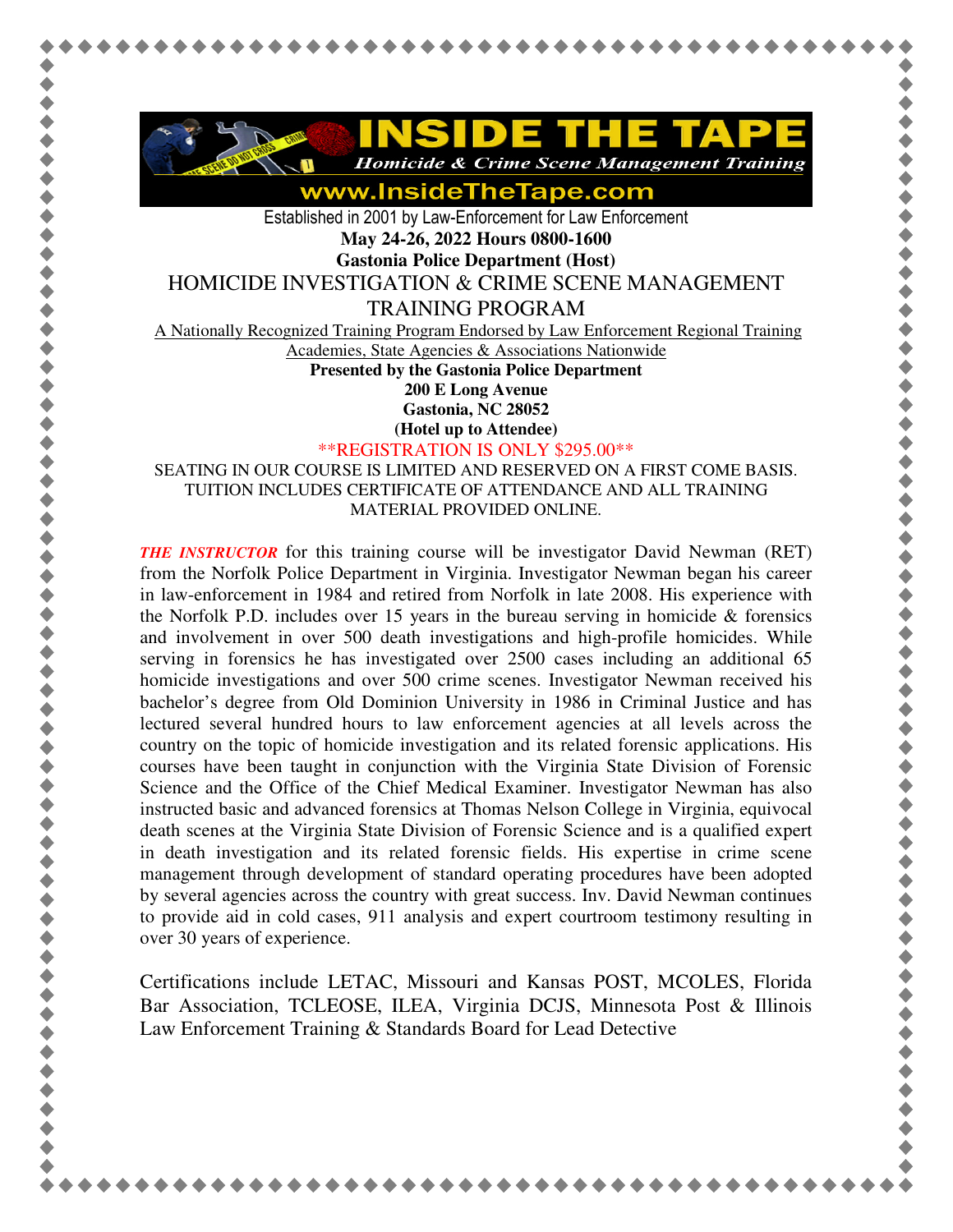# INSIDE THE TAPE

*Homicide & Crime Scene Management Training*

**www.InsideTheTape.com**

Established in 2001 by Law-Enforcement for Law Enforcement

**May 24-26, 2022 Hours 0800-1600**

**Gastonia Police Department (Host)**

## HOMICIDE INVESTIGATION & CRIME SCENE MANAGEMENT TRAINING PROGRAM

A Nationally Recognized Training Program Endorsed by Law Enforcement Regional Training Academies, State Agencies & Associations Nationwide

**Presented by the Gastonia Police Department**
**200 E Long Avenue**
**Gastonia, NC 28052**
**(Hotel up to Attendee)**

\*\*REGISTRATION IS ONLY $295.00\*\*

SEATING IN OUR COURSE IS LIMITED AND RESERVED ON A FIRST COME BASIS. TUITION INCLUDES CERTIFICATE OF ATTENDANCE AND ALL TRAINING MATERIAL PROVIDED ONLINE.

***THE INSTRUCTOR*** for this training course will be investigator David Newman (RET) from the Norfolk Police Department in Virginia. Investigator Newman began his career in law-enforcement in 1984 and retired from Norfolk in late 2008. His experience with the Norfolk P.D. includes over 15 years in the bureau serving in homicide & forensics and involvement in over 500 death investigations and high-profile homicides. While serving in forensics he has investigated over 2500 cases including an additional 65 homicide investigations and over 500 crime scenes. Investigator Newman received his bachelor's degree from Old Dominion University in 1986 in Criminal Justice and has lectured several hundred hours to law enforcement agencies at all levels across the country on the topic of homicide investigation and its related forensic applications. His courses have been taught in conjunction with the Virginia State Division of Forensic Science and the Office of the Chief Medical Examiner. Investigator Newman has also instructed basic and advanced forensics at Thomas Nelson College in Virginia, equivocal death scenes at the Virginia State Division of Forensic Science and is a qualified expert in death investigation and its related forensic fields. His expertise in crime scene management through development of standard operating procedures have been adopted by several agencies across the country with great success. Inv. David Newman continues to provide aid in cold cases, 911 analysis and expert courtroom testimony resulting in over 30 years of experience.

Certifications include LETAC, Missouri and Kansas POST, MCOLES, Florida Bar Association, TCLEOSE, ILEA, Virginia DCJS, Minnesota Post & Illinois Law Enforcement Training & Standards Board for Lead Detective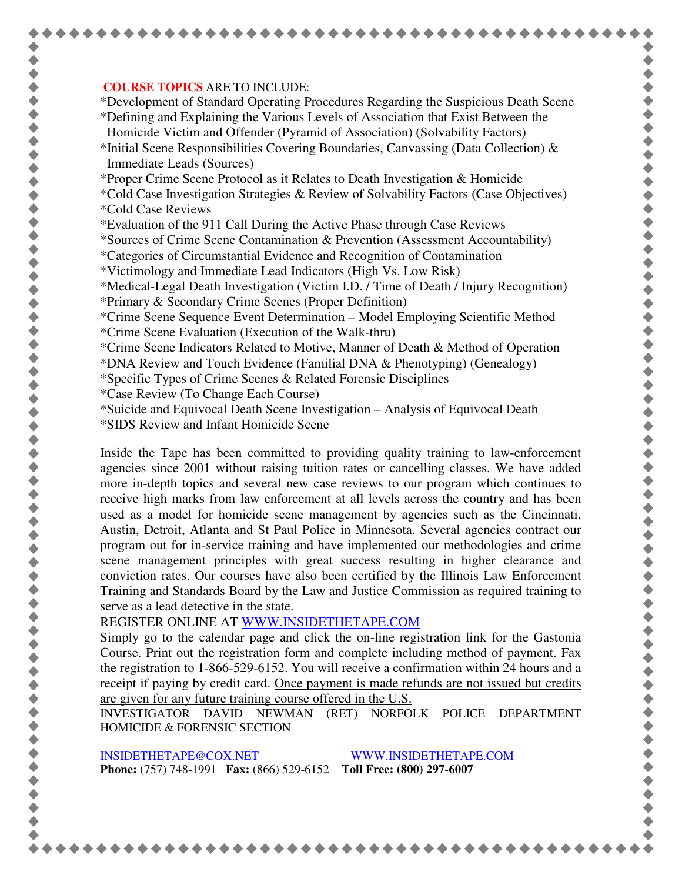**COURSE TOPICS** ARE TO INCLUDE:

*Development of Standard Operating Procedures Regarding the Suspicious Death Scene
*Defining and Explaining the Various Levels of Association that Exist Between the Homicide Victim and Offender (Pyramid of Association) (Solvability Factors)
*Initial Scene Responsibilities Covering Boundaries, Canvassing (Data Collection) & Immediate Leads (Sources)
*Proper Crime Scene Protocol as it Relates to Death Investigation & Homicide
*Cold Case Investigation Strategies & Review of Solvability Factors (Case Objectives)
*Cold Case Reviews
*Evaluation of the 911 Call During the Active Phase through Case Reviews
*Sources of Crime Scene Contamination & Prevention (Assessment Accountability)
*Categories of Circumstantial Evidence and Recognition of Contamination
*Victimology and Immediate Lead Indicators (High Vs. Low Risk)
*Medical-Legal Death Investigation (Victim I.D. / Time of Death / Injury Recognition)
*Primary & Secondary Crime Scenes (Proper Definition)
*Crime Scene Sequence Event Determination – Model Employing Scientific Method
*Crime Scene Evaluation (Execution of the Walk-thru)
*Crime Scene Indicators Related to Motive, Manner of Death & Method of Operation
*DNA Review and Touch Evidence (Familial DNA & Phenotyping) (Genealogy)
*Specific Types of Crime Scenes & Related Forensic Disciplines
*Case Review (To Change Each Course)
*Suicide and Equivocal Death Scene Investigation – Analysis of Equivocal Death
*SIDS Review and Infant Homicide Scene

Inside the Tape has been committed to providing quality training to law-enforcement agencies since 2001 without raising tuition rates or cancelling classes. We have added more in-depth topics and several new case reviews to our program which continues to receive high marks from law enforcement at all levels across the country and has been used as a model for homicide scene management by agencies such as the Cincinnati, Austin, Detroit, Atlanta and St Paul Police in Minnesota. Several agencies contract our program out for in-service training and have implemented our methodologies and crime scene management principles with great success resulting in higher clearance and conviction rates. Our courses have also been certified by the Illinois Law Enforcement Training and Standards Board by the Law and Justice Commission as required training to serve as a lead detective in the state.

REGISTER ONLINE AT [WWW.INSIDETHETAPE.COM](http://WWW.INSIDETHETAPE.COM)

Simply go to the calendar page and click the on-line registration link for the Gastonia Course. Print out the registration form and complete including method of payment. Fax the registration to 1-866-529-6152. You will receive a confirmation within 24 hours and a receipt if paying by credit card. <u>Once payment is made refunds are not issued but credits are given for any future training course offered in the U.S.</u>

INVESTIGATOR DAVID NEWMAN (RET) NORFOLK POLICE DEPARTMENT HOMICIDE & FORENSIC SECTION

[INSIDETHETAPE@COX.NET](mailto:INSIDETHETAPE@COX.NET) [WWW.INSIDETHETAPE.COM](http://WWW.INSIDETHETAPE.COM)

**Phone:** (757) 748-1991 **Fax:** (866) 529-6152 **Toll Free: (800) 297-6007**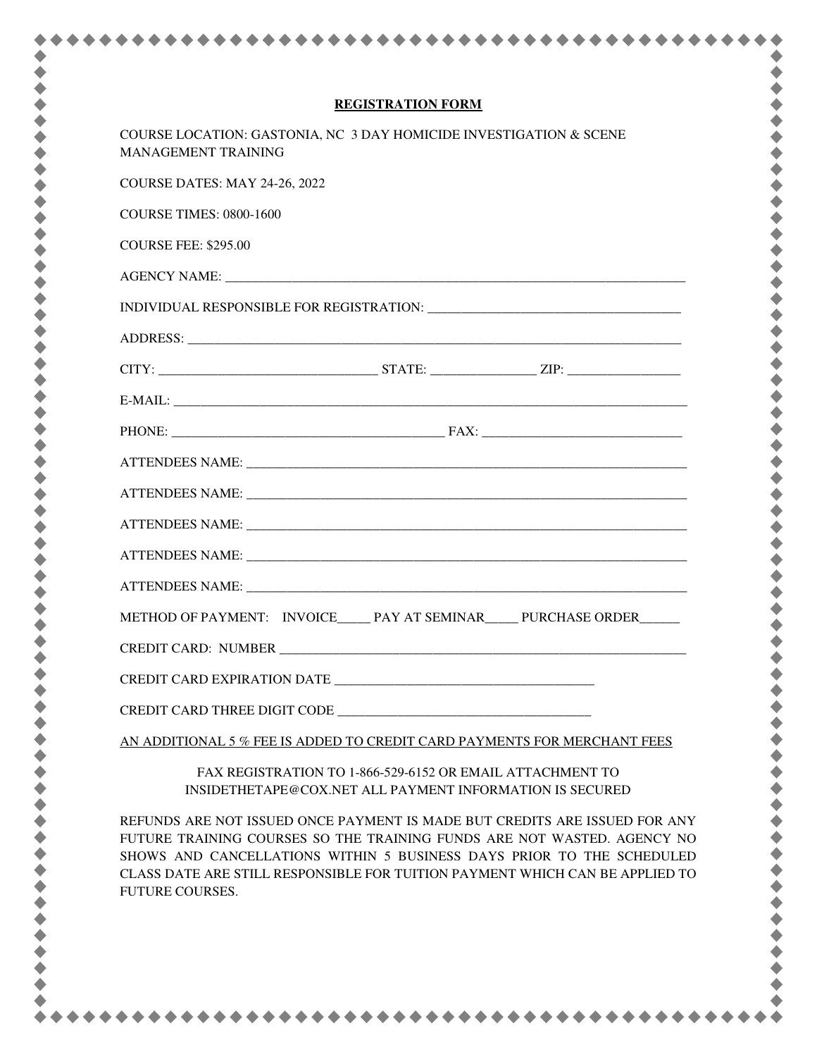## REGISTRATION FORM

COURSE LOCATION: GASTONIA, NC 3 DAY HOMICIDE INVESTIGATION & SCENE MANAGEMENT TRAINING

COURSE DATES: MAY 24-26, 2022

COURSE TIMES: 0800-1600

COURSE FEE: $295.00

AGENCY NAME: ______________________________________________________________________

INDIVIDUAL RESPONSIBLE FOR REGISTRATION: ______________________________________

ADDRESS: __________________________________________________________________________

CITY: _________________________________ STATE: ________________ ZIP: _________________

E-MAIL: ____________________________________________________________________________

PHONE: __________________________________________ FAX: ______________________________

ATTENDEES NAME: ___________________________________________________________________

ATTENDEES NAME: ___________________________________________________________________

ATTENDEES NAME: ___________________________________________________________________

ATTENDEES NAME: ___________________________________________________________________

ATTENDEES NAME: ___________________________________________________________________

METHOD OF PAYMENT: INVOICE_____ PAY AT SEMINAR_____ PURCHASE ORDER______

CREDIT CARD: NUMBER _______________________________________________________________

CREDIT CARD EXPIRATION DATE _______________________________________

CREDIT CARD THREE DIGIT CODE _______________________________________

AN ADDITIONAL 5 % FEE IS ADDED TO CREDIT CARD PAYMENTS FOR MERCHANT FEES

FAX REGISTRATION TO 1-866-529-6152 OR EMAIL ATTACHMENT TO INSIDETHETAPE@COX.NET ALL PAYMENT INFORMATION IS SECURED

REFUNDS ARE NOT ISSUED ONCE PAYMENT IS MADE BUT CREDITS ARE ISSUED FOR ANY FUTURE TRAINING COURSES SO THE TRAINING FUNDS ARE NOT WASTED. AGENCY NO SHOWS AND CANCELLATIONS WITHIN 5 BUSINESS DAYS PRIOR TO THE SCHEDULED CLASS DATE ARE STILL RESPONSIBLE FOR TUITION PAYMENT WHICH CAN BE APPLIED TO FUTURE COURSES.